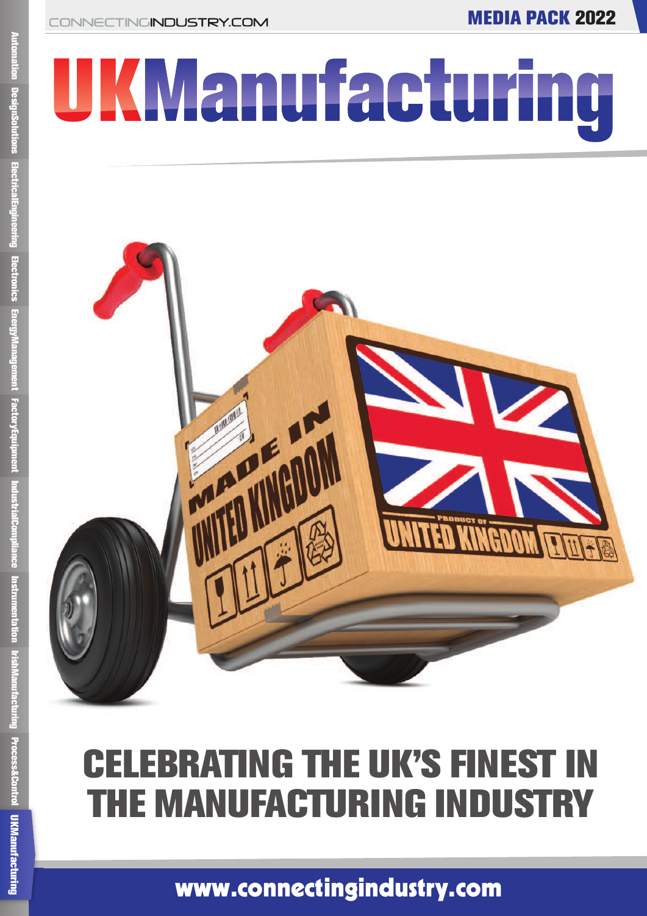CONNECTINGINDUSTRY.COM

**MEDIA PACK 2022**

# UKManufacturing

Automation | DesignSolutions | ElectricalEngineering | Electronics | EnergyManagement | FactoryEquipment | IndustrialCompliance | Instrumentation | IrishManufacturing | Process&Control | UKManufacturing

## CELEBRATING THE UK'S FINEST IN THE MANUFACTURING INDUSTRY

**www.connectingindustry.com**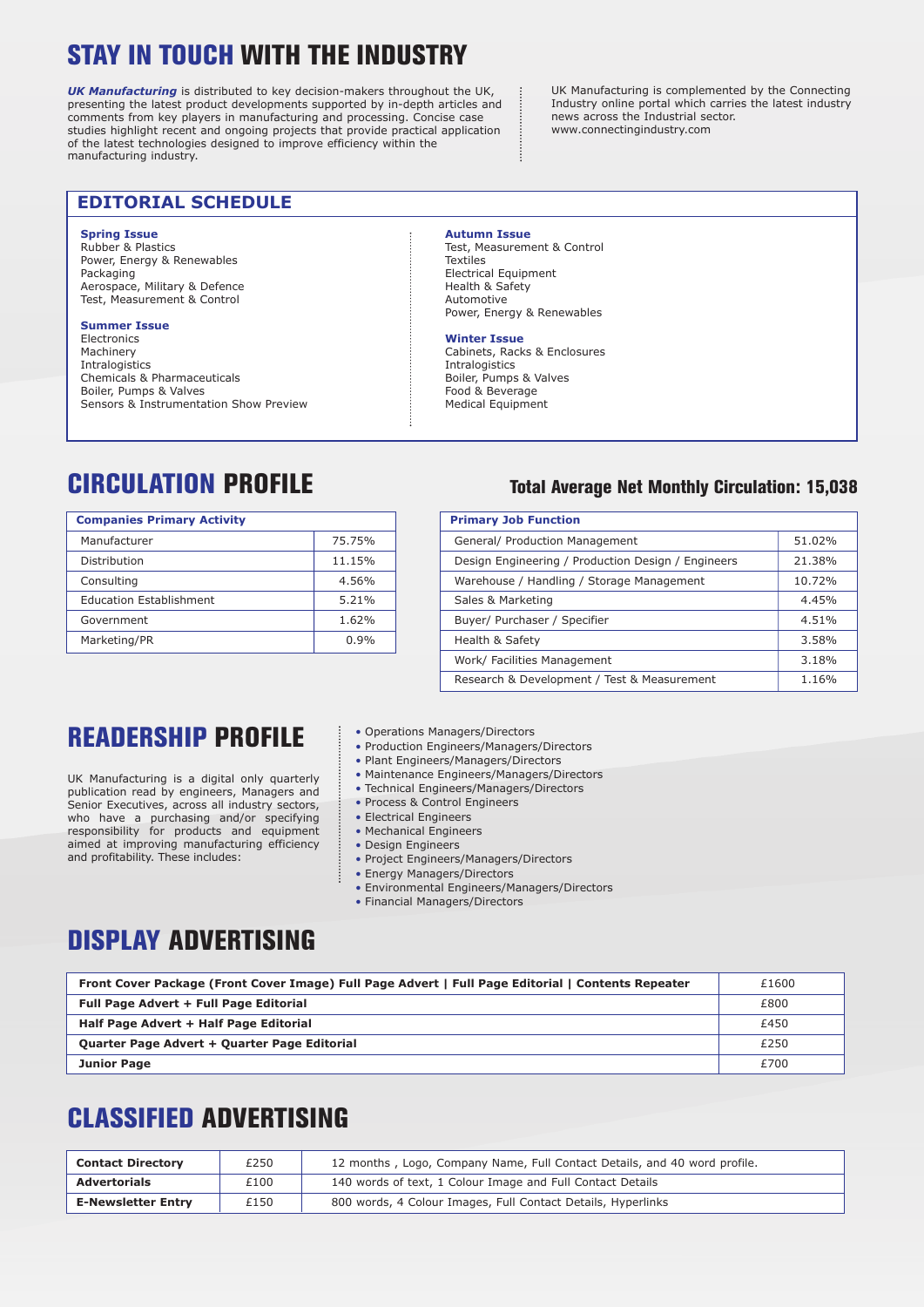# STAY IN TOUCH WITH THE INDUSTRY

***UK Manufacturing*** is distributed to key decision-makers throughout the UK, presenting the latest product developments supported by in-depth articles and comments from key players in manufacturing and processing. Concise case studies highlight recent and ongoing projects that provide practical application of the latest technologies designed to improve efficiency within the manufacturing industry.

UK Manufacturing is complemented by the Connecting Industry online portal which carries the latest industry news across the Industrial sector. www.connectingindustry.com

## EDITORIAL SCHEDULE

**Spring Issue**
Rubber & Plastics
Power, Energy & Renewables
Packaging
Aerospace, Military & Defence
Test, Measurement & Control

**Summer Issue**
Electronics
Machinery
Intralogistics
Chemicals & Pharmaceuticals
Boiler, Pumps & Valves
Sensors & Instrumentation Show Preview

**Autumn Issue**
Test, Measurement & Control
Textiles
Electrical Equipment
Health & Safety
Automotive
Power, Energy & Renewables

**Winter Issue**
Cabinets, Racks & Enclosures
Intralogistics
Boiler, Pumps & Valves
Food & Beverage
Medical Equipment

# CIRCULATION PROFILE

### Total Average Net Monthly Circulation: 15,038

| Companies Primary Activity | |
|---|---|
| Manufacturer | 75.75% |
| Distribution | 11.15% |
| Consulting | 4.56% |
| Education Establishment | 5.21% |
| Government | 1.62% |
| Marketing/PR | 0.9% |

| Primary Job Function | |
|---|---|
| General/ Production Management | 51.02% |
| Design Engineering / Production Design / Engineers | 21.38% |
| Warehouse / Handling / Storage Management | 10.72% |
| Sales & Marketing | 4.45% |
| Buyer/ Purchaser / Specifier | 4.51% |
| Health & Safety | 3.58% |
| Work/ Facilities Management | 3.18% |
| Research & Development / Test & Measurement | 1.16% |

# READERSHIP PROFILE

UK Manufacturing is a digital only quarterly publication read by engineers, Managers and Senior Executives, across all industry sectors, who have a purchasing and/or specifying responsibility for products and equipment aimed at improving manufacturing efficiency and profitability. These includes:

- Operations Managers/Directors
- Production Engineers/Managers/Directors
- Plant Engineers/Managers/Directors
- Maintenance Engineers/Managers/Directors
- Technical Engineers/Managers/Directors
- Process & Control Engineers
- Electrical Engineers
- Mechanical Engineers
- Design Engineers
- Project Engineers/Managers/Directors
- Energy Managers/Directors
- Environmental Engineers/Managers/Directors
- Financial Managers/Directors

# DISPLAY ADVERTISING

| | |
|---|---|
| **Front Cover Package (Front Cover Image) Full Page Advert \| Full Page Editorial \| Contents Repeater** | £1600 |
| **Full Page Advert + Full Page Editorial** | £800 |
| **Half Page Advert + Half Page Editorial** | £450 |
| **Quarter Page Advert + Quarter Page Editorial** | £250 |
| **Junior Page** | £700 |

# CLASSIFIED ADVERTISING

| | | |
|---|---|---|
| **Contact Directory** | £250 | 12 months , Logo, Company Name, Full Contact Details, and 40 word profile. |
| **Advertorials** | £100 | 140 words of text, 1 Colour Image and Full Contact Details |
| **E-Newsletter Entry** | £150 | 800 words, 4 Colour Images, Full Contact Details, Hyperlinks |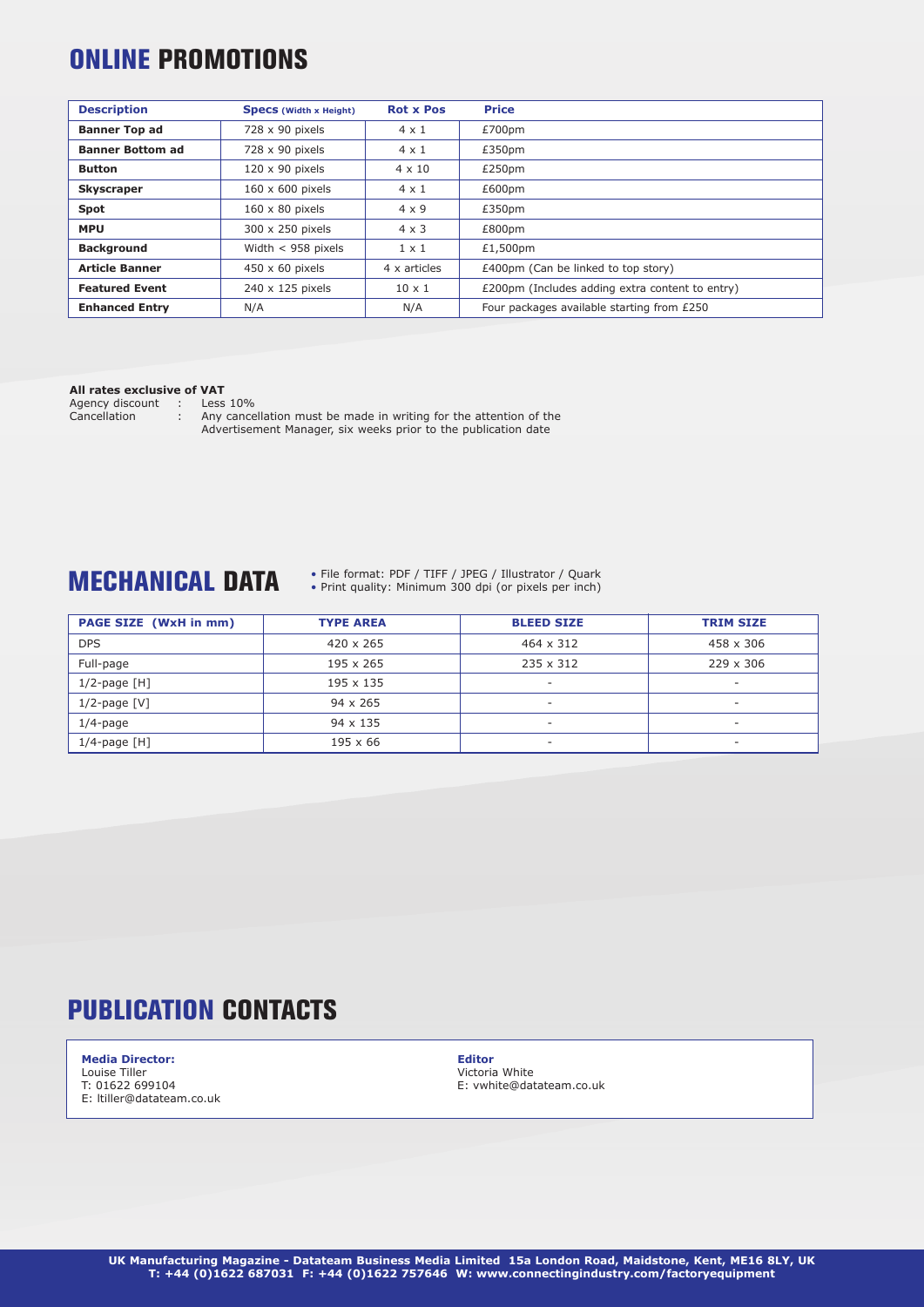## ONLINE PROMOTIONS

| Description | Specs (Width x Height) | Rot x Pos | Price |
|---|---|---|---|
| **Banner Top ad** | 728 x 90 pixels | 4 x 1 | £700pm |
| **Banner Bottom ad** | 728 x 90 pixels | 4 x 1 | £350pm |
| **Button** | 120 x 90 pixels | 4 x 10 | £250pm |
| **Skyscraper** | 160 x 600 pixels | 4 x 1 | £600pm |
| **Spot** | 160 x 80 pixels | 4 x 9 | £350pm |
| **MPU** | 300 x 250 pixels | 4 x 3 | £800pm |
| **Background** | Width < 958 pixels | 1 x 1 | £1,500pm |
| **Article Banner** | 450 x 60 pixels | 4 x articles | £400pm (Can be linked to top story) |
| **Featured Event** | 240 x 125 pixels | 10 x 1 | £200pm (Includes adding extra content to entry) |
| **Enhanced Entry** | N/A | N/A | Four packages available starting from £250 |

**All rates exclusive of VAT**

Agency discount : Less 10%

Cancellation : Any cancellation must be made in writing for the attention of the Advertisement Manager, six weeks prior to the publication date

## MECHANICAL DATA

- File format: PDF / TIFF / JPEG / Illustrator / Quark
- Print quality: Minimum 300 dpi (or pixels per inch)

| PAGE SIZE (WxH in mm) | TYPE AREA | BLEED SIZE | TRIM SIZE |
|---|---|---|---|
| DPS | 420 x 265 | 464 x 312 | 458 x 306 |
| Full-page | 195 x 265 | 235 x 312 | 229 x 306 |
| 1/2-page [H] | 195 x 135 | - | - |
| 1/2-page [V] | 94 x 265 | - | - |
| 1/4-page | 94 x 135 | - | - |
| 1/4-page [H] | 195 x 66 | - | - |

## PUBLICATION CONTACTS

**Media Director:**
Louise Tiller
T: 01622 699104
E: ltiller@datateam.co.uk

**Editor**
Victoria White
E: vwhite@datateam.co.uk

**UK Manufacturing Magazine - Datateam Business Media Limited 15a London Road, Maidstone, Kent, ME16 8LY, UK**
**T: +44 (0)1622 687031 F: +44 (0)1622 757646 W: www.connectingindustry.com/factoryequipment**